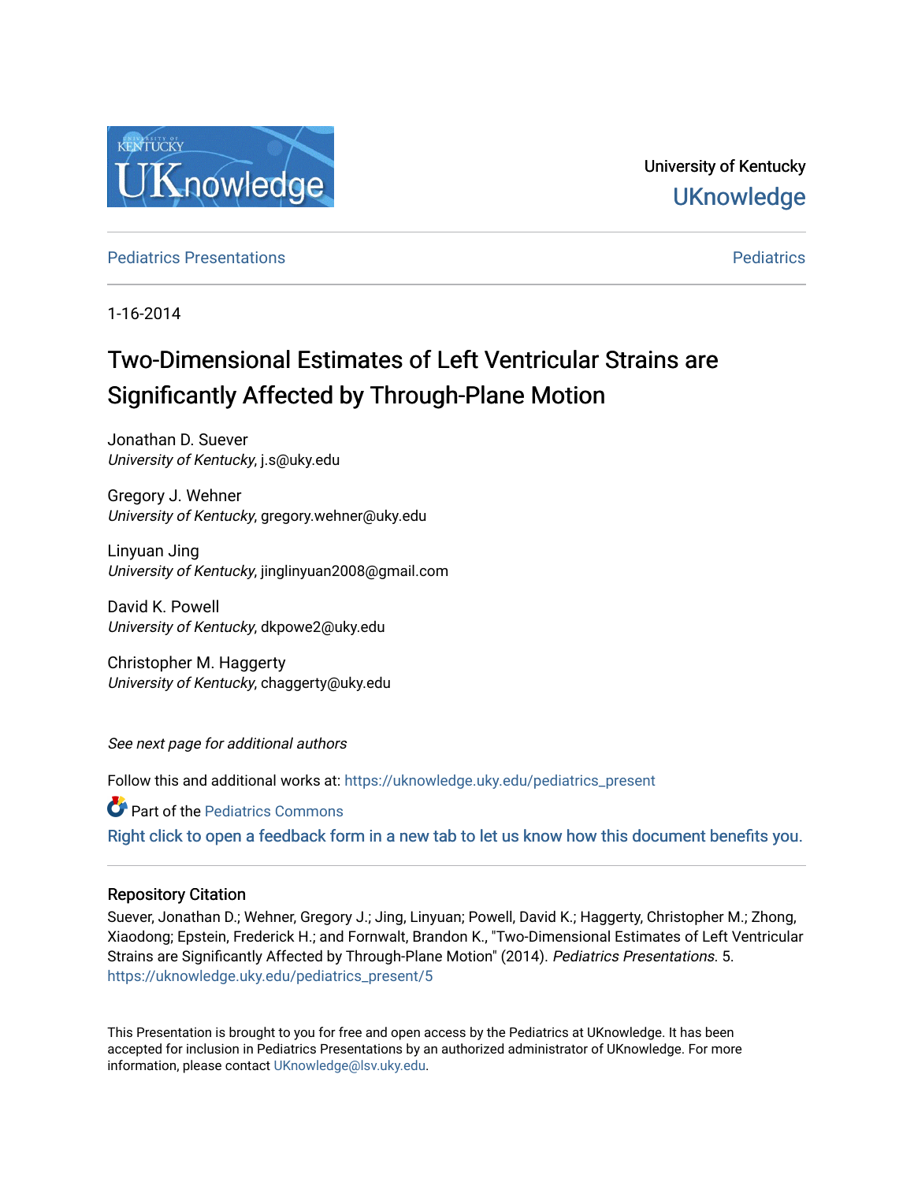University of Kentucky

UKnowledge

Pediatrics Presentations

Pediatrics

1-16-2014

# Two-Dimensional Estimates of Left Ventricular Strains are Significantly Affected by Through-Plane Motion

Jonathan D. Suever
*University of Kentucky*, j.s@uky.edu

Gregory J. Wehner
*University of Kentucky*, gregory.wehner@uky.edu

Linyuan Jing
*University of Kentucky*, jinglinyuan2008@gmail.com

David K. Powell
*University of Kentucky*, dkpowe2@uky.edu

Christopher M. Haggerty
*University of Kentucky*, chaggerty@uky.edu

*See next page for additional authors*

Follow this and additional works at: https://uknowledge.uky.edu/pediatrics_present

Part of the Pediatrics Commons

Right click to open a feedback form in a new tab to let us know how this document benefits you.

## Repository Citation

Suever, Jonathan D.; Wehner, Gregory J.; Jing, Linyuan; Powell, David K.; Haggerty, Christopher M.; Zhong, Xiaodong; Epstein, Frederick H.; and Fornwalt, Brandon K., "Two-Dimensional Estimates of Left Ventricular Strains are Significantly Affected by Through-Plane Motion" (2014). *Pediatrics Presentations*. 5.
https://uknowledge.uky.edu/pediatrics_present/5

This Presentation is brought to you for free and open access by the Pediatrics at UKnowledge. It has been accepted for inclusion in Pediatrics Presentations by an authorized administrator of UKnowledge. For more information, please contact UKnowledge@lsv.uky.edu.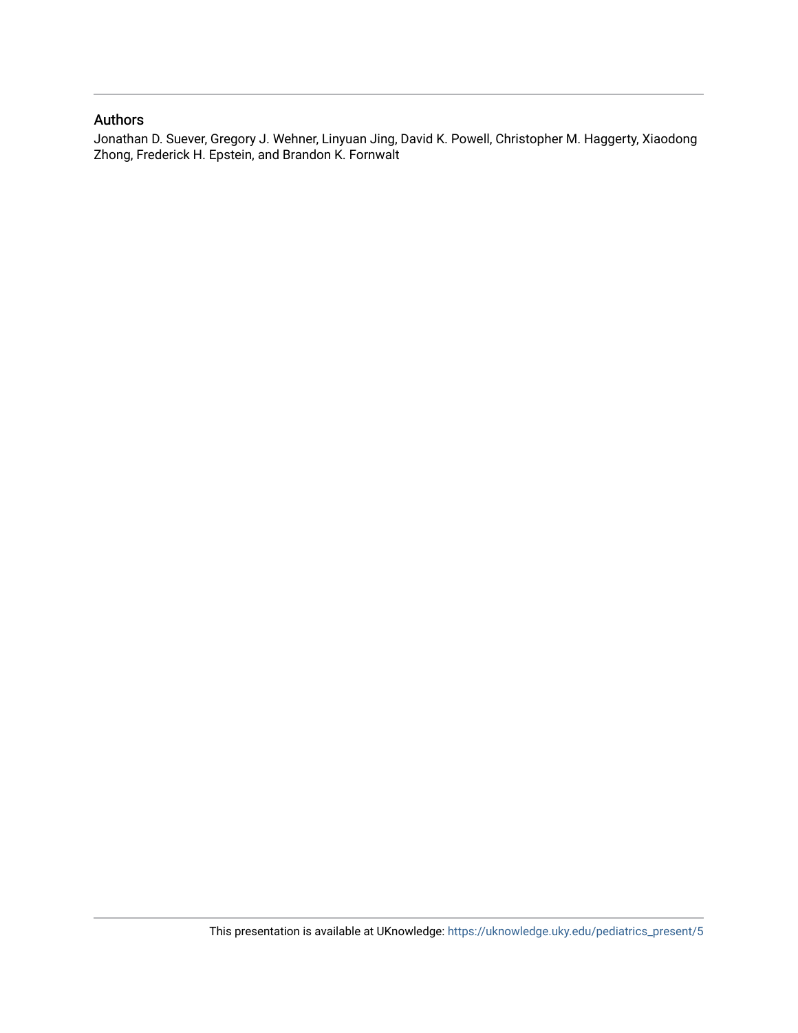## Authors

Jonathan D. Suever, Gregory J. Wehner, Linyuan Jing, David K. Powell, Christopher M. Haggerty, Xiaodong Zhong, Frederick H. Epstein, and Brandon K. Fornwalt

This presentation is available at UKnowledge: https://uknowledge.uky.edu/pediatrics_present/5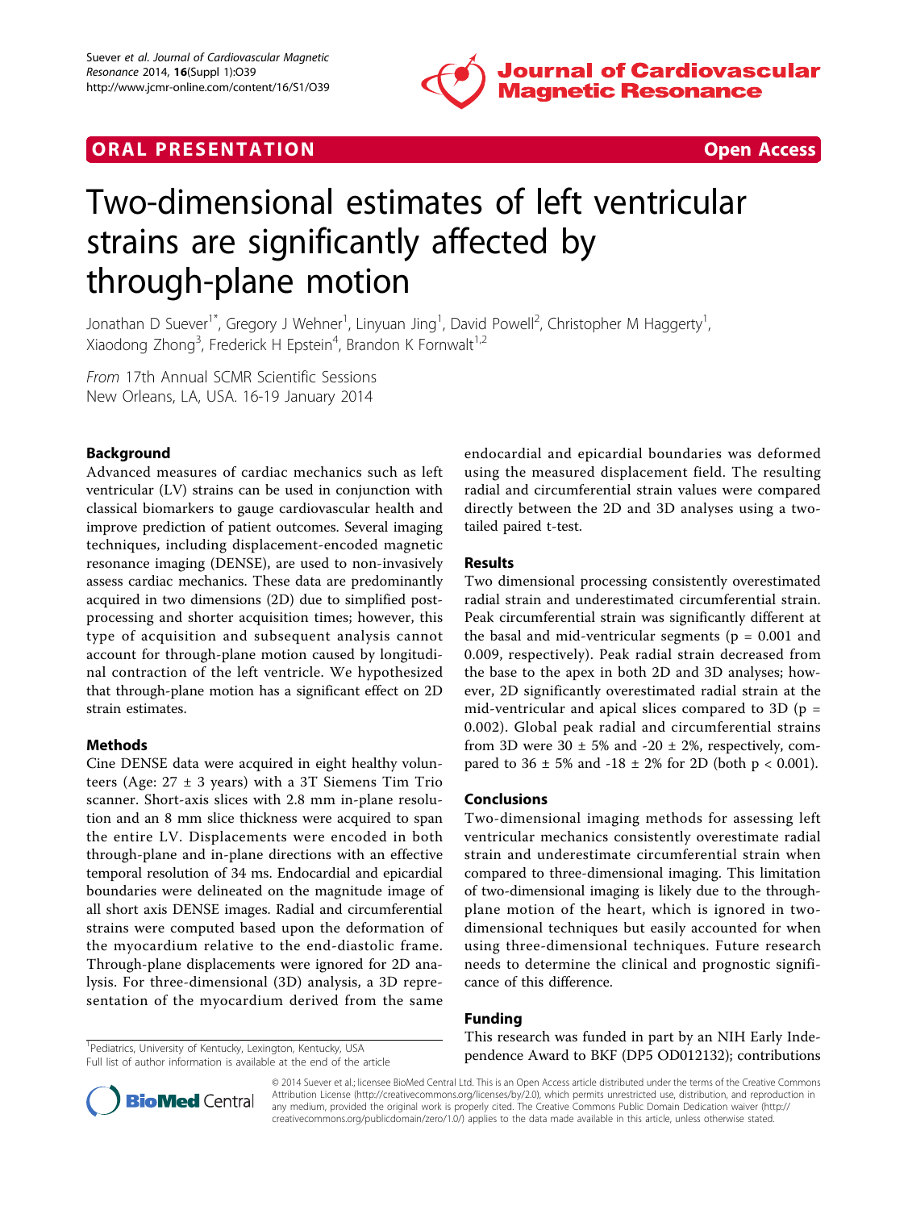# ORAL PRESENTATION

Open Access

# Two-dimensional estimates of left ventricular strains are significantly affected by through-plane motion

Jonathan D Suever[1*], Gregory J Wehner[1], Linyuan Jing[1], David Powell[2], Christopher M Haggerty[1], Xiaodong Zhong[3], Frederick H Epstein[4], Brandon K Fornwalt[1,2]

*From* 17th Annual SCMR Scientific Sessions
New Orleans, LA, USA. 16-19 January 2014

## Background

Advanced measures of cardiac mechanics such as left ventricular (LV) strains can be used in conjunction with classical biomarkers to gauge cardiovascular health and improve prediction of patient outcomes. Several imaging techniques, including displacement-encoded magnetic resonance imaging (DENSE), are used to non-invasively assess cardiac mechanics. These data are predominantly acquired in two dimensions (2D) due to simplified post-processing and shorter acquisition times; however, this type of acquisition and subsequent analysis cannot account for through-plane motion caused by longitudinal contraction of the left ventricle. We hypothesized that through-plane motion has a significant effect on 2D strain estimates.

## Methods

Cine DENSE data were acquired in eight healthy volunteers (Age: 27 ± 3 years) with a 3T Siemens Tim Trio scanner. Short-axis slices with 2.8 mm in-plane resolution and an 8 mm slice thickness were acquired to span the entire LV. Displacements were encoded in both through-plane and in-plane directions with an effective temporal resolution of 34 ms. Endocardial and epicardial boundaries were delineated on the magnitude image of all short axis DENSE images. Radial and circumferential strains were computed based upon the deformation of the myocardium relative to the end-diastolic frame. Through-plane displacements were ignored for 2D analysis. For three-dimensional (3D) analysis, a 3D representation of the myocardium derived from the same endocardial and epicardial boundaries was deformed using the measured displacement field. The resulting radial and circumferential strain values were compared directly between the 2D and 3D analyses using a two-tailed paired t-test.

## Results

Two dimensional processing consistently overestimated radial strain and underestimated circumferential strain. Peak circumferential strain was significantly different at the basal and mid-ventricular segments ($p = 0.001$ and 0.009, respectively). Peak radial strain decreased from the base to the apex in both 2D and 3D analyses; however, 2D significantly overestimated radial strain at the mid-ventricular and apical slices compared to 3D ($p = 0.002$). Global peak radial and circumferential strains from 3D were 30 ± 5% and -20 ± 2%, respectively, compared to 36 ± 5% and -18 ± 2% for 2D (both $p < 0.001$).

## Conclusions

Two-dimensional imaging methods for assessing left ventricular mechanics consistently overestimate radial strain and underestimate circumferential strain when compared to three-dimensional imaging. This limitation of two-dimensional imaging is likely due to the through-plane motion of the heart, which is ignored in two-dimensional techniques but easily accounted for when using three-dimensional techniques. Future research needs to determine the clinical and prognostic significance of this difference.

## Funding

This research was funded in part by an NIH Early Independence Award to BKF (DP5 OD012132); contributions

[1]Pediatrics, University of Kentucky, Lexington, Kentucky, USA
Full list of author information is available at the end of the article

© 2014 Suever et al.; licensee BioMed Central Ltd. This is an Open Access article distributed under the terms of the Creative Commons Attribution License (http://creativecommons.org/licenses/by/2.0), which permits unrestricted use, distribution, and reproduction in any medium, provided the original work is properly cited. The Creative Commons Public Domain Dedication waiver (http://creativecommons.org/publicdomain/zero/1.0/) applies to the data made available in this article, unless otherwise stated.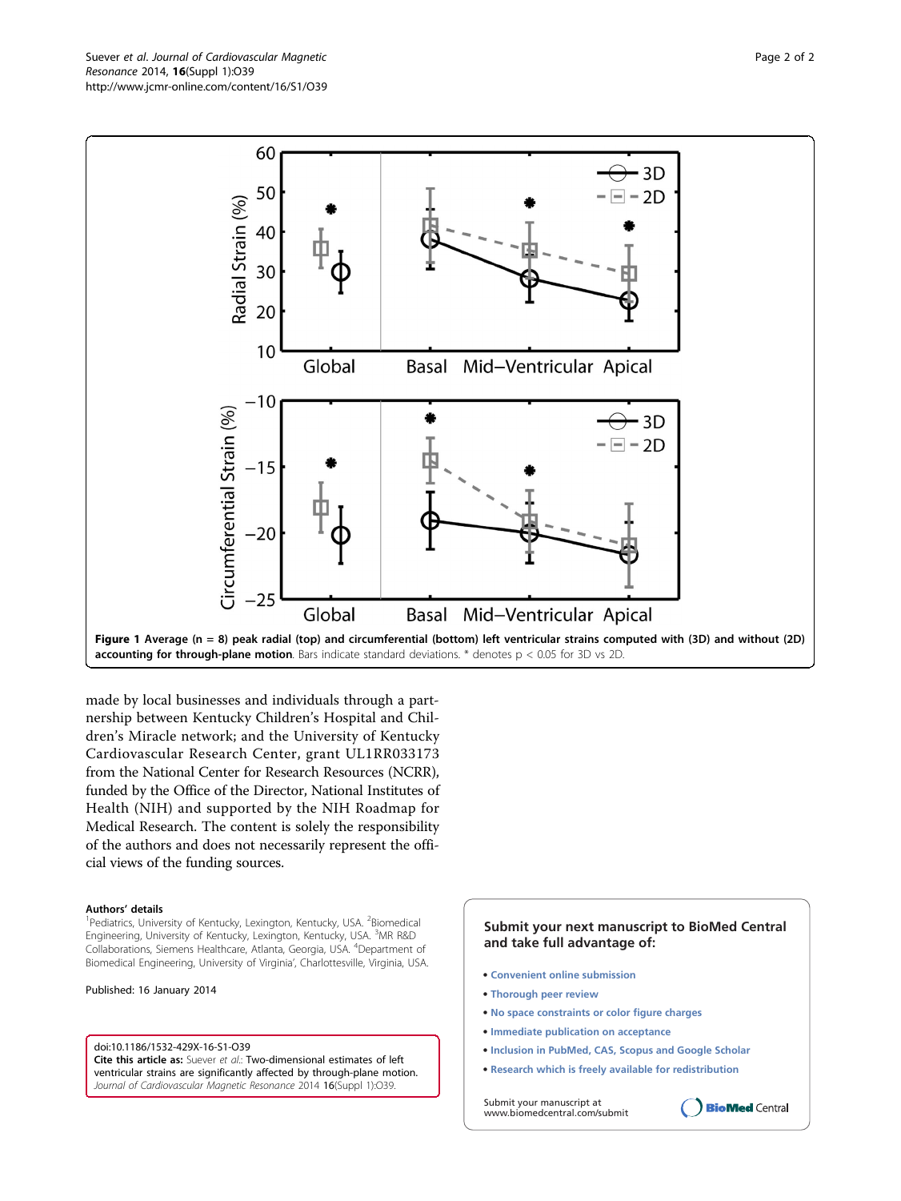60
50
40
30
20
10
Radial Strain (%)
3D
2D
Global
Basal
Mid–Ventricular
Apical

−10
−15
−20
−25
Circumferential Strain (%)
3D
2D
Global
Basal
Mid–Ventricular
Apical

**Figure 1 Average (n = 8) peak radial (top) and circumferential (bottom) left ventricular strains computed with (3D) and without (2D) accounting for through-plane motion**. Bars indicate standard deviations. * denotes $p < 0.05$ for 3D vs 2D.

made by local businesses and individuals through a partnership between Kentucky Children's Hospital and Children's Miracle network; and the University of Kentucky Cardiovascular Research Center, grant UL1RR033173 from the National Center for Research Resources (NCRR), funded by the Office of the Director, National Institutes of Health (NIH) and supported by the NIH Roadmap for Medical Research. The content is solely the responsibility of the authors and does not necessarily represent the official views of the funding sources.

**Authors' details**

[1]Pediatrics, University of Kentucky, Lexington, Kentucky, USA. [2]Biomedical Engineering, University of Kentucky, Lexington, Kentucky, USA. [3]MR R&D Collaborations, Siemens Healthcare, Atlanta, Georgia, USA. [4]Department of Biomedical Engineering, University of Virginia', Charlottesville, Virginia, USA.

Published: 16 January 2014

doi:10.1186/1532-429X-16-S1-O39

**Cite this article as:** Suever *et al.*: Two-dimensional estimates of left ventricular strains are significantly affected by through-plane motion. *Journal of Cardiovascular Magnetic Resonance* 2014 **16**(Suppl 1):O39.

**Submit your next manuscript to BioMed Central and take full advantage of:**

- Convenient online submission
- Thorough peer review
- No space constraints or color figure charges
- Immediate publication on acceptance
- Inclusion in PubMed, CAS, Scopus and Google Scholar
- Research which is freely available for redistribution

Submit your manuscript at www.biomedcentral.com/submit

BioMed Central